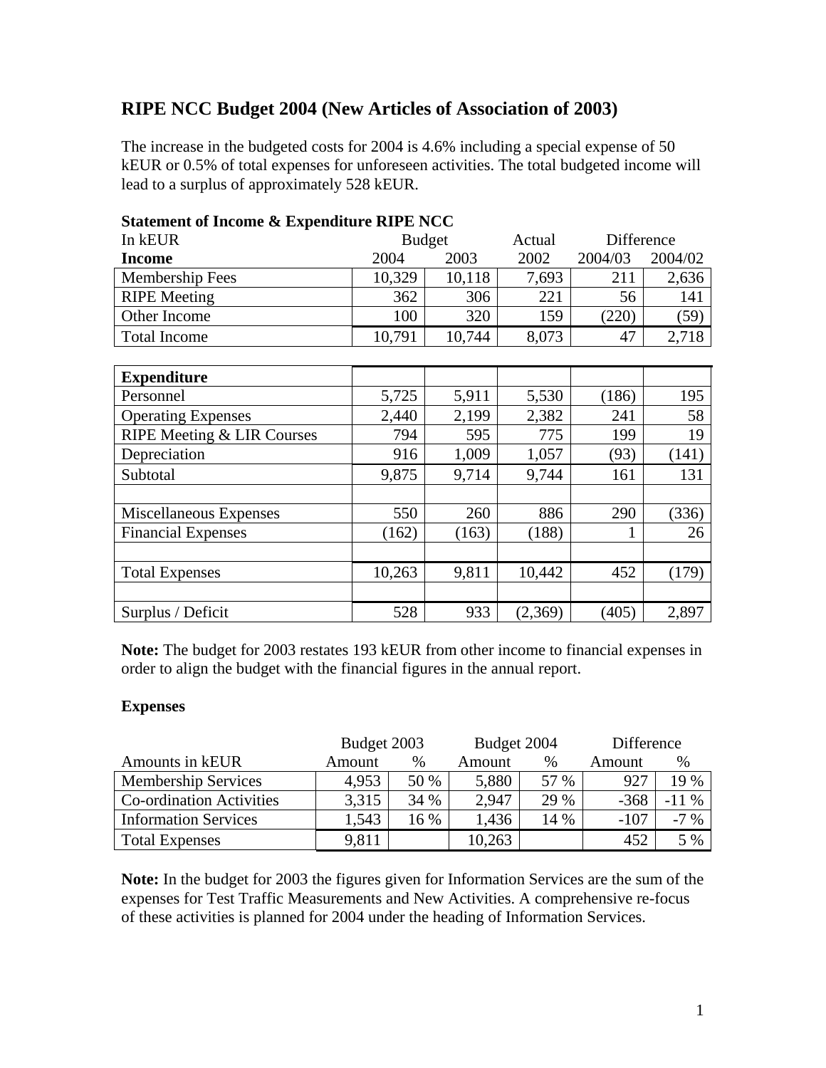# RIPE NCC Budget 2004 (New Articles of Association of 2003)

The increase in the budgeted costs for 2004 is 4.6% including a special expense of 50 kEUR or 0.5% of total expenses for unforeseen activities. The total budgeted income will lead to a surplus of approximately 528 kEUR.

**Statement of Income & Expenditure RIPE NCC**

| In kEUR | Budget | | Actual | Difference | |
|---|---|---|---|---|---|
| **Income** | 2004 | 2003 | 2002 | 2004/03 | 2004/02 |
| Membership Fees | 10,329 | 10,118 | 7,693 | 211 | 2,636 |
| RIPE Meeting | 362 | 306 | 221 | 56 | 141 |
| Other Income | 100 | 320 | 159 | (220) | (59) |
| Total Income | 10,791 | 10,744 | 8,073 | 47 | 2,718 |
| | | | | | |
| **Expenditure** | | | | | |
| Personnel | 5,725 | 5,911 | 5,530 | (186) | 195 |
| Operating Expenses | 2,440 | 2,199 | 2,382 | 241 | 58 |
| RIPE Meeting & LIR Courses | 794 | 595 | 775 | 199 | 19 |
| Depreciation | 916 | 1,009 | 1,057 | (93) | (141) |
| Subtotal | 9,875 | 9,714 | 9,744 | 161 | 131 |
| | | | | | |
| Miscellaneous Expenses | 550 | 260 | 886 | 290 | (336) |
| Financial Expenses | (162) | (163) | (188) | 1 | 26 |
| | | | | | |
| Total Expenses | 10,263 | 9,811 | 10,442 | 452 | (179) |
| | | | | | |
| Surplus / Deficit | 528 | 933 | (2,369) | (405) | 2,897 |

**Note:** The budget for 2003 restates 193 kEUR from other income to financial expenses in order to align the budget with the financial figures in the annual report.

**Expenses**

| | Budget 2003 | | Budget 2004 | | Difference | |
|---|---|---|---|---|---|---|
| Amounts in kEUR | Amount | % | Amount | % | Amount | % |
| Membership Services | 4,953 | 50 % | 5,880 | 57 % | 927 | 19 % |
| Co-ordination Activities | 3,315 | 34 % | 2,947 | 29 % | -368 | -11 % |
| Information Services | 1,543 | 16 % | 1,436 | 14 % | -107 | -7 % |
| Total Expenses | 9,811 | | 10,263 | | 452 | 5 % |

**Note:** In the budget for 2003 the figures given for Information Services are the sum of the expenses for Test Traffic Measurements and New Activities. A comprehensive re-focus of these activities is planned for 2004 under the heading of Information Services.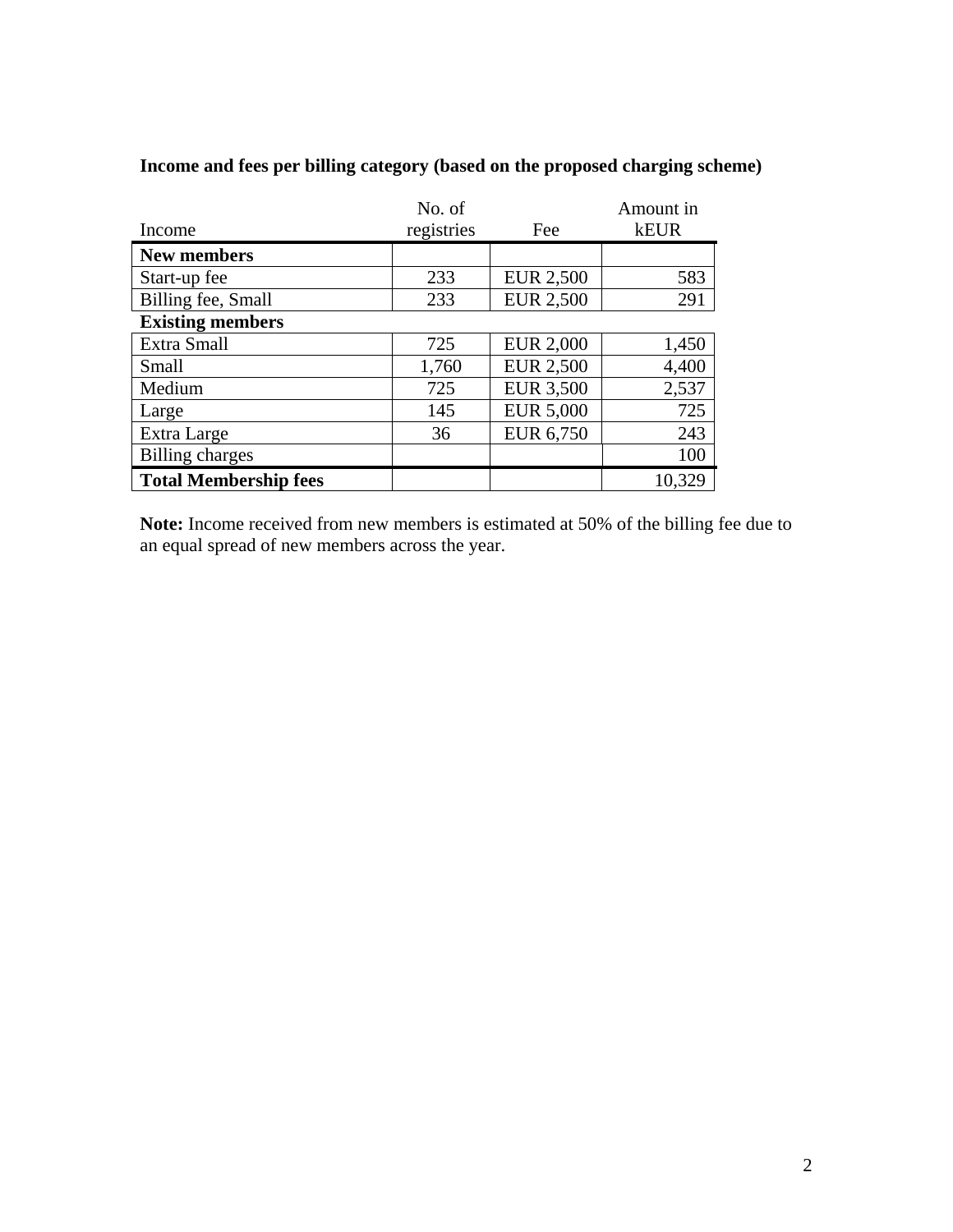**Income and fees per billing category (based on the proposed charging scheme)**

| Income | No. of registries | Fee | Amount in kEUR |
|---|---|---|---|
| **New members** | | | |
| Start-up fee | 233 | EUR 2,500 | 583 |
| Billing fee, Small | 233 | EUR 2,500 | 291 |
| **Existing members** | | | |
| Extra Small | 725 | EUR 2,000 | 1,450 |
| Small | 1,760 | EUR 2,500 | 4,400 |
| Medium | 725 | EUR 3,500 | 2,537 |
| Large | 145 | EUR 5,000 | 725 |
| Extra Large | 36 | EUR 6,750 | 243 |
| Billing charges | | | 100 |
| **Total Membership fees** | | | 10,329 |

**Note:** Income received from new members is estimated at 50% of the billing fee due to an equal spread of new members across the year.